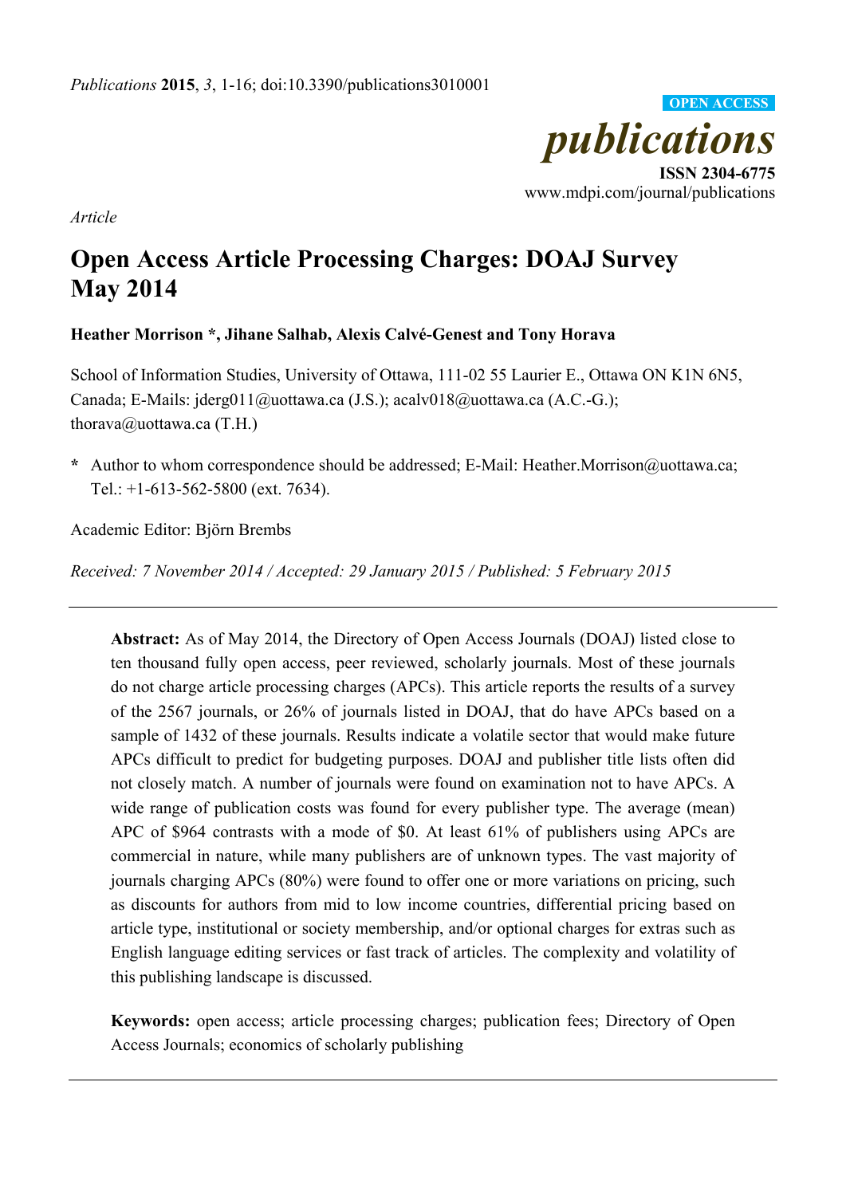*Article*

# Open Access Article Processing Charges: DOAJ Survey May 2014

**Heather Morrison \*, Jihane Salhab, Alexis Calvé-Genest and Tony Horava**

School of Information Studies, University of Ottawa, 111-02 55 Laurier E., Ottawa ON K1N 6N5, Canada; E-Mails: jderg011@uottawa.ca (J.S.); acalv018@uottawa.ca (A.C.-G.); thorava@uottawa.ca (T.H.)

**\*** Author to whom correspondence should be addressed; E-Mail: Heather.Morrison@uottawa.ca; Tel.: +1-613-562-5800 (ext. 7634).

Academic Editor: Björn Brembs

*Received: 7 November 2014 / Accepted: 29 January 2015 / Published: 5 February 2015*

---

**Abstract:** As of May 2014, the Directory of Open Access Journals (DOAJ) listed close to ten thousand fully open access, peer reviewed, scholarly journals. Most of these journals do not charge article processing charges (APCs). This article reports the results of a survey of the 2567 journals, or 26% of journals listed in DOAJ, that do have APCs based on a sample of 1432 of these journals. Results indicate a volatile sector that would make future APCs difficult to predict for budgeting purposes. DOAJ and publisher title lists often did not closely match. A number of journals were found on examination not to have APCs. A wide range of publication costs was found for every publisher type. The average (mean) APC of $964 contrasts with a mode of $0. At least 61% of publishers using APCs are commercial in nature, while many publishers are of unknown types. The vast majority of journals charging APCs (80%) were found to offer one or more variations on pricing, such as discounts for authors from mid to low income countries, differential pricing based on article type, institutional or society membership, and/or optional charges for extras such as English language editing services or fast track of articles. The complexity and volatility of this publishing landscape is discussed.

**Keywords:** open access; article processing charges; publication fees; Directory of Open Access Journals; economics of scholarly publishing

---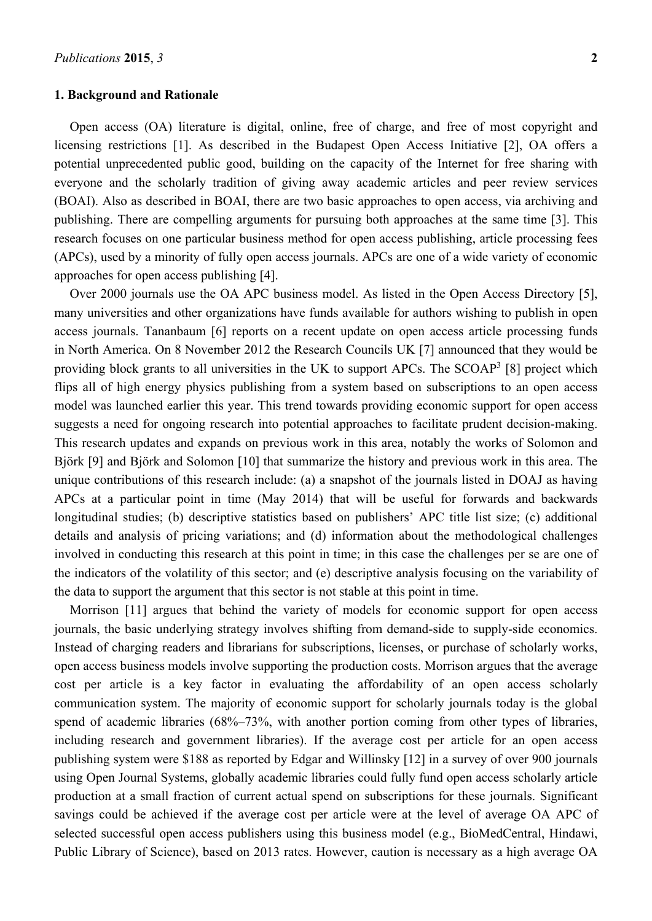## 1. Background and Rationale

Open access (OA) literature is digital, online, free of charge, and free of most copyright and licensing restrictions [1]. As described in the Budapest Open Access Initiative [2], OA offers a potential unprecedented public good, building on the capacity of the Internet for free sharing with everyone and the scholarly tradition of giving away academic articles and peer review services (BOAI). Also as described in BOAI, there are two basic approaches to open access, via archiving and publishing. There are compelling arguments for pursuing both approaches at the same time [3]. This research focuses on one particular business method for open access publishing, article processing fees (APCs), used by a minority of fully open access journals. APCs are one of a wide variety of economic approaches for open access publishing [4].

Over 2000 journals use the OA APC business model. As listed in the Open Access Directory [5], many universities and other organizations have funds available for authors wishing to publish in open access journals. Tananbaum [6] reports on a recent update on open access article processing funds in North America. On 8 November 2012 the Research Councils UK [7] announced that they would be providing block grants to all universities in the UK to support APCs. The SCOAP[3] [8] project which flips all of high energy physics publishing from a system based on subscriptions to an open access model was launched earlier this year. This trend towards providing economic support for open access suggests a need for ongoing research into potential approaches to facilitate prudent decision-making. This research updates and expands on previous work in this area, notably the works of Solomon and Björk [9] and Björk and Solomon [10] that summarize the history and previous work in this area. The unique contributions of this research include: (a) a snapshot of the journals listed in DOAJ as having APCs at a particular point in time (May 2014) that will be useful for forwards and backwards longitudinal studies; (b) descriptive statistics based on publishers' APC title list size; (c) additional details and analysis of pricing variations; and (d) information about the methodological challenges involved in conducting this research at this point in time; in this case the challenges per se are one of the indicators of the volatility of this sector; and (e) descriptive analysis focusing on the variability of the data to support the argument that this sector is not stable at this point in time.

Morrison [11] argues that behind the variety of models for economic support for open access journals, the basic underlying strategy involves shifting from demand-side to supply-side economics. Instead of charging readers and librarians for subscriptions, licenses, or purchase of scholarly works, open access business models involve supporting the production costs. Morrison argues that the average cost per article is a key factor in evaluating the affordability of an open access scholarly communication system. The majority of economic support for scholarly journals today is the global spend of academic libraries (68%–73%, with another portion coming from other types of libraries, including research and government libraries). If the average cost per article for an open access publishing system were \$188 as reported by Edgar and Willinsky [12] in a survey of over 900 journals using Open Journal Systems, globally academic libraries could fully fund open access scholarly article production at a small fraction of current actual spend on subscriptions for these journals. Significant savings could be achieved if the average cost per article were at the level of average OA APC of selected successful open access publishers using this business model (e.g., BioMedCentral, Hindawi, Public Library of Science), based on 2013 rates. However, caution is necessary as a high average OA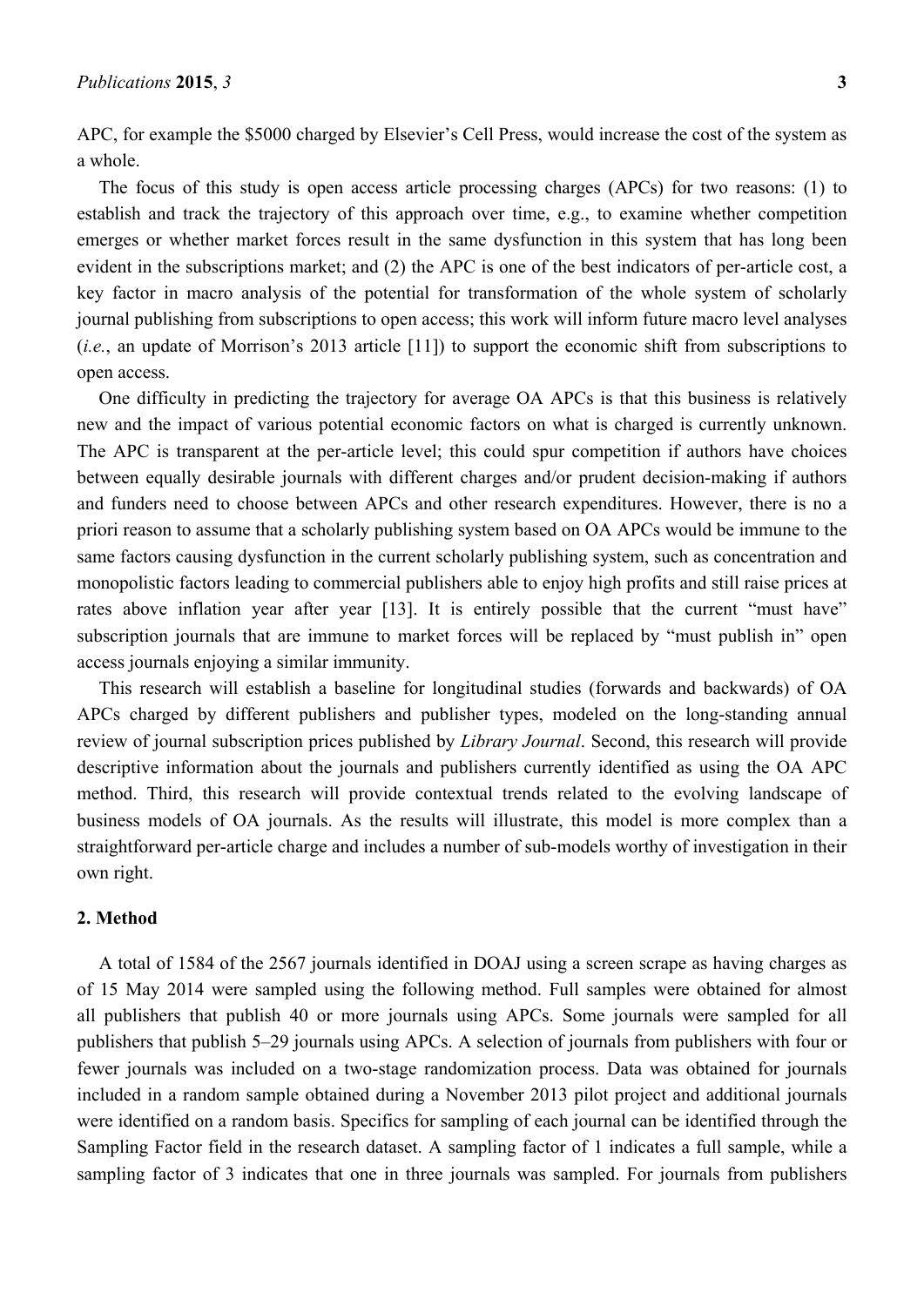APC, for example the $5000 charged by Elsevier's Cell Press, would increase the cost of the system as a whole.

The focus of this study is open access article processing charges (APCs) for two reasons: (1) to establish and track the trajectory of this approach over time, e.g., to examine whether competition emerges or whether market forces result in the same dysfunction in this system that has long been evident in the subscriptions market; and (2) the APC is one of the best indicators of per-article cost, a key factor in macro analysis of the potential for transformation of the whole system of scholarly journal publishing from subscriptions to open access; this work will inform future macro level analyses (*i.e.*, an update of Morrison's 2013 article [11]) to support the economic shift from subscriptions to open access.

One difficulty in predicting the trajectory for average OA APCs is that this business is relatively new and the impact of various potential economic factors on what is charged is currently unknown. The APC is transparent at the per-article level; this could spur competition if authors have choices between equally desirable journals with different charges and/or prudent decision-making if authors and funders need to choose between APCs and other research expenditures. However, there is no a priori reason to assume that a scholarly publishing system based on OA APCs would be immune to the same factors causing dysfunction in the current scholarly publishing system, such as concentration and monopolistic factors leading to commercial publishers able to enjoy high profits and still raise prices at rates above inflation year after year [13]. It is entirely possible that the current "must have" subscription journals that are immune to market forces will be replaced by "must publish in" open access journals enjoying a similar immunity.

This research will establish a baseline for longitudinal studies (forwards and backwards) of OA APCs charged by different publishers and publisher types, modeled on the long-standing annual review of journal subscription prices published by *Library Journal*. Second, this research will provide descriptive information about the journals and publishers currently identified as using the OA APC method. Third, this research will provide contextual trends related to the evolving landscape of business models of OA journals. As the results will illustrate, this model is more complex than a straightforward per-article charge and includes a number of sub-models worthy of investigation in their own right.

## 2. Method

A total of 1584 of the 2567 journals identified in DOAJ using a screen scrape as having charges as of 15 May 2014 were sampled using the following method. Full samples were obtained for almost all publishers that publish 40 or more journals using APCs. Some journals were sampled for all publishers that publish 5–29 journals using APCs. A selection of journals from publishers with four or fewer journals was included on a two-stage randomization process. Data was obtained for journals included in a random sample obtained during a November 2013 pilot project and additional journals were identified on a random basis. Specifics for sampling of each journal can be identified through the Sampling Factor field in the research dataset. A sampling factor of 1 indicates a full sample, while a sampling factor of 3 indicates that one in three journals was sampled. For journals from publishers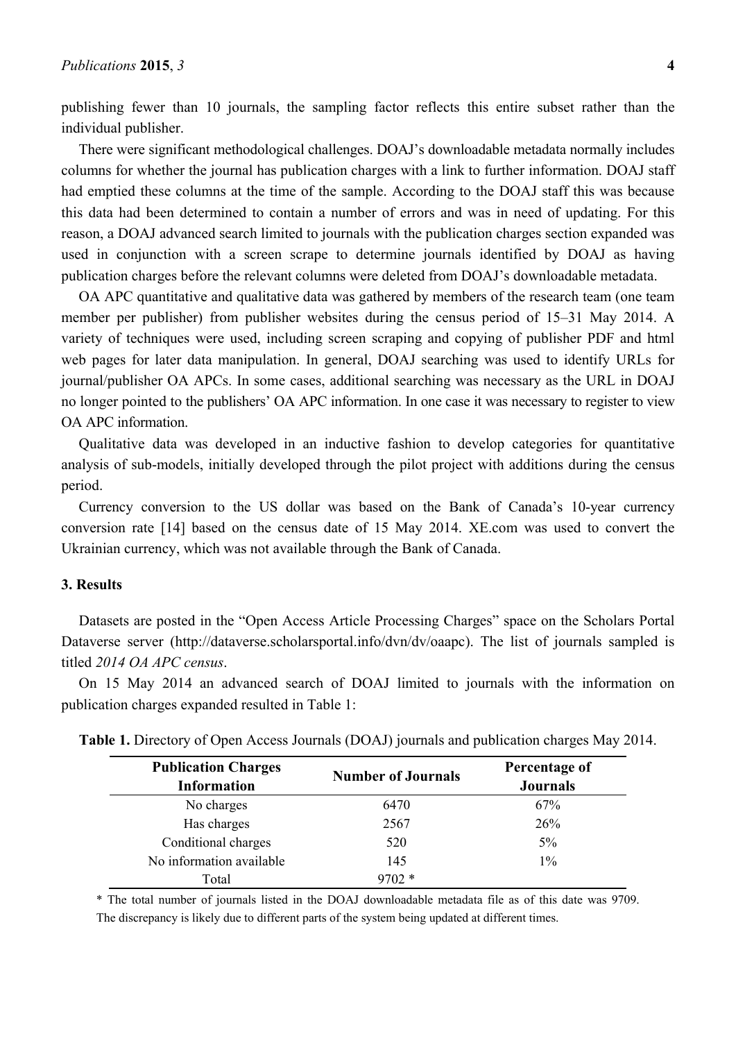publishing fewer than 10 journals, the sampling factor reflects this entire subset rather than the individual publisher.

There were significant methodological challenges. DOAJ's downloadable metadata normally includes columns for whether the journal has publication charges with a link to further information. DOAJ staff had emptied these columns at the time of the sample. According to the DOAJ staff this was because this data had been determined to contain a number of errors and was in need of updating. For this reason, a DOAJ advanced search limited to journals with the publication charges section expanded was used in conjunction with a screen scrape to determine journals identified by DOAJ as having publication charges before the relevant columns were deleted from DOAJ's downloadable metadata.

OA APC quantitative and qualitative data was gathered by members of the research team (one team member per publisher) from publisher websites during the census period of 15–31 May 2014. A variety of techniques were used, including screen scraping and copying of publisher PDF and html web pages for later data manipulation. In general, DOAJ searching was used to identify URLs for journal/publisher OA APCs. In some cases, additional searching was necessary as the URL in DOAJ no longer pointed to the publishers' OA APC information. In one case it was necessary to register to view OA APC information.

Qualitative data was developed in an inductive fashion to develop categories for quantitative analysis of sub-models, initially developed through the pilot project with additions during the census period.

Currency conversion to the US dollar was based on the Bank of Canada's 10-year currency conversion rate [14] based on the census date of 15 May 2014. XE.com was used to convert the Ukrainian currency, which was not available through the Bank of Canada.

## 3. Results

Datasets are posted in the "Open Access Article Processing Charges" space on the Scholars Portal Dataverse server (http://dataverse.scholarsportal.info/dvn/dv/oaapc). The list of journals sampled is titled *2014 OA APC census*.

On 15 May 2014 an advanced search of DOAJ limited to journals with the information on publication charges expanded resulted in Table 1:

**Table 1.** Directory of Open Access Journals (DOAJ) journals and publication charges May 2014.

| Publication Charges Information | Number of Journals | Percentage of Journals |
|---|---|---|
| No charges | 6470 | 67% |
| Has charges | 2567 | 26% |
| Conditional charges | 520 | 5% |
| No information available | 145 | 1% |
| Total | 9702 * | |

\* The total number of journals listed in the DOAJ downloadable metadata file as of this date was 9709. The discrepancy is likely due to different parts of the system being updated at different times.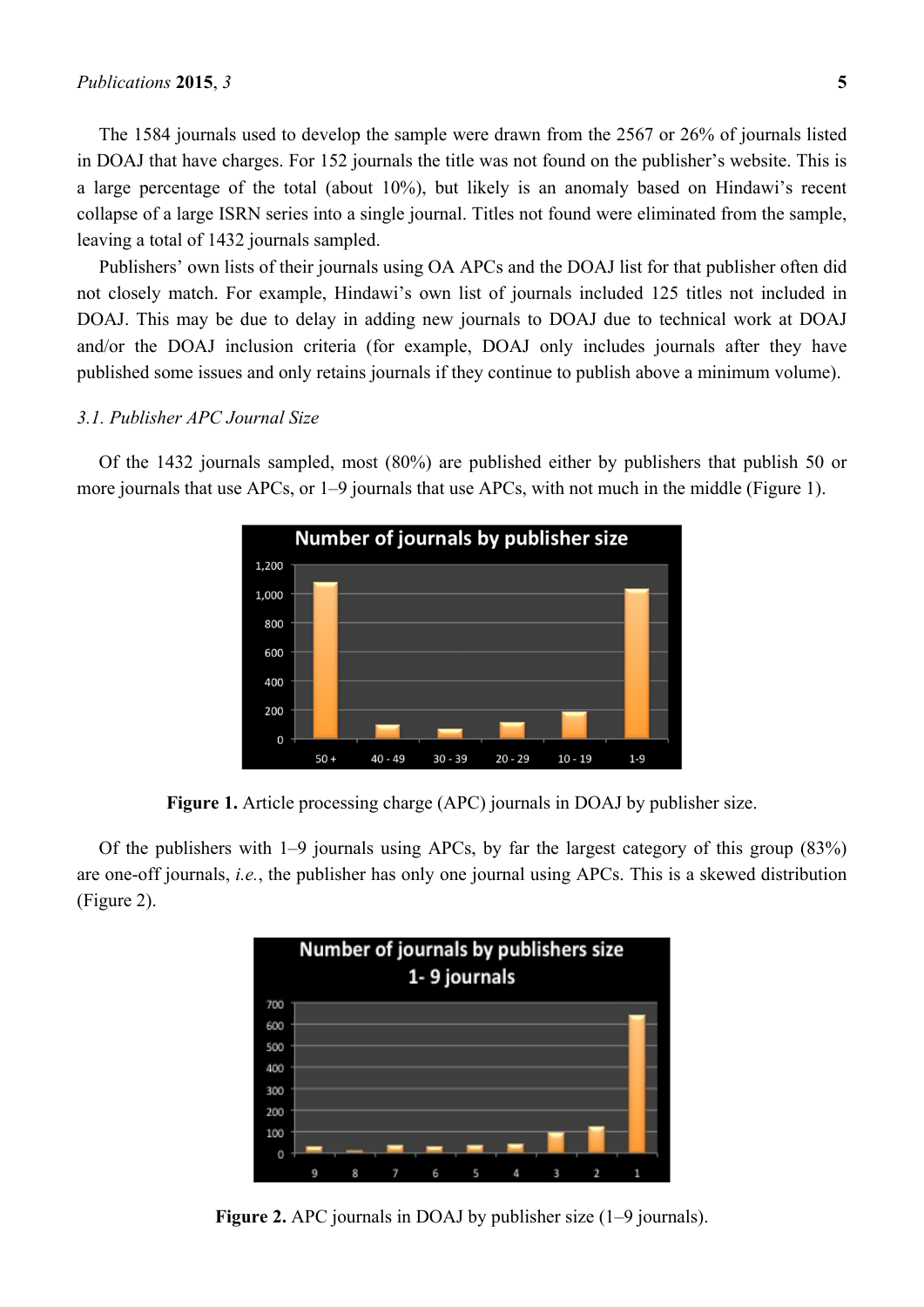The 1584 journals used to develop the sample were drawn from the 2567 or 26% of journals listed in DOAJ that have charges. For 152 journals the title was not found on the publisher's website. This is a large percentage of the total (about 10%), but likely is an anomaly based on Hindawi's recent collapse of a large ISRN series into a single journal. Titles not found were eliminated from the sample, leaving a total of 1432 journals sampled.

Publishers' own lists of their journals using OA APCs and the DOAJ list for that publisher often did not closely match. For example, Hindawi's own list of journals included 125 titles not included in DOAJ. This may be due to delay in adding new journals to DOAJ due to technical work at DOAJ and/or the DOAJ inclusion criteria (for example, DOAJ only includes journals after they have published some issues and only retains journals if they continue to publish above a minimum volume).

### *3.1. Publisher APC Journal Size*

Of the 1432 journals sampled, most (80%) are published either by publishers that publish 50 or more journals that use APCs, or 1–9 journals that use APCs, with not much in the middle (Figure 1).

**Figure 1.** Article processing charge (APC) journals in DOAJ by publisher size.

Of the publishers with 1–9 journals using APCs, by far the largest category of this group (83%) are one-off journals, *i.e.*, the publisher has only one journal using APCs. This is a skewed distribution (Figure 2).

**Figure 2.** APC journals in DOAJ by publisher size (1–9 journals).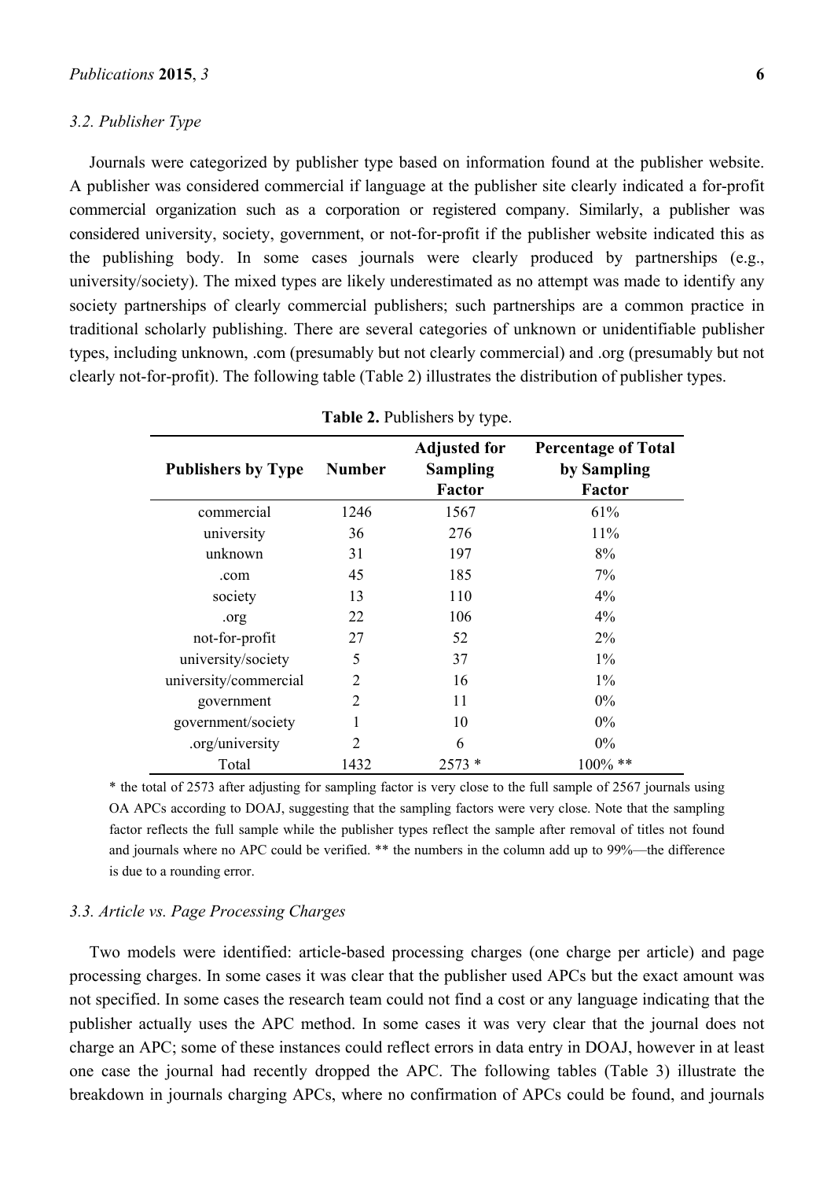### 3.2. Publisher Type

Journals were categorized by publisher type based on information found at the publisher website. A publisher was considered commercial if language at the publisher site clearly indicated a for-profit commercial organization such as a corporation or registered company. Similarly, a publisher was considered university, society, government, or not-for-profit if the publisher website indicated this as the publishing body. In some cases journals were clearly produced by partnerships (e.g., university/society). The mixed types are likely underestimated as no attempt was made to identify any society partnerships of clearly commercial publishers; such partnerships are a common practice in traditional scholarly publishing. There are several categories of unknown or unidentifiable publisher types, including unknown, .com (presumably but not clearly commercial) and .org (presumably but not clearly not-for-profit). The following table (Table 2) illustrates the distribution of publisher types.

**Table 2.** Publishers by type.

| Publishers by Type | Number | Adjusted for Sampling Factor | Percentage of Total by Sampling Factor |
|---|---|---|---|
| commercial | 1246 | 1567 | 61% |
| university | 36 | 276 | 11% |
| unknown | 31 | 197 | 8% |
| .com | 45 | 185 | 7% |
| society | 13 | 110 | 4% |
| .org | 22 | 106 | 4% |
| not-for-profit | 27 | 52 | 2% |
| university/society | 5 | 37 | 1% |
| university/commercial | 2 | 16 | 1% |
| government | 2 | 11 | 0% |
| government/society | 1 | 10 | 0% |
| .org/university | 2 | 6 | 0% |
| Total | 1432 | 2573 * | 100% ** |

\* the total of 2573 after adjusting for sampling factor is very close to the full sample of 2567 journals using OA APCs according to DOAJ, suggesting that the sampling factors were very close. Note that the sampling factor reflects the full sample while the publisher types reflect the sample after removal of titles not found and journals where no APC could be verified. ** the numbers in the column add up to 99%—the difference is due to a rounding error.

### 3.3. Article vs. Page Processing Charges

Two models were identified: article-based processing charges (one charge per article) and page processing charges. In some cases it was clear that the publisher used APCs but the exact amount was not specified. In some cases the research team could not find a cost or any language indicating that the publisher actually uses the APC method. In some cases it was very clear that the journal does not charge an APC; some of these instances could reflect errors in data entry in DOAJ, however in at least one case the journal had recently dropped the APC. The following tables (Table 3) illustrate the breakdown in journals charging APCs, where no confirmation of APCs could be found, and journals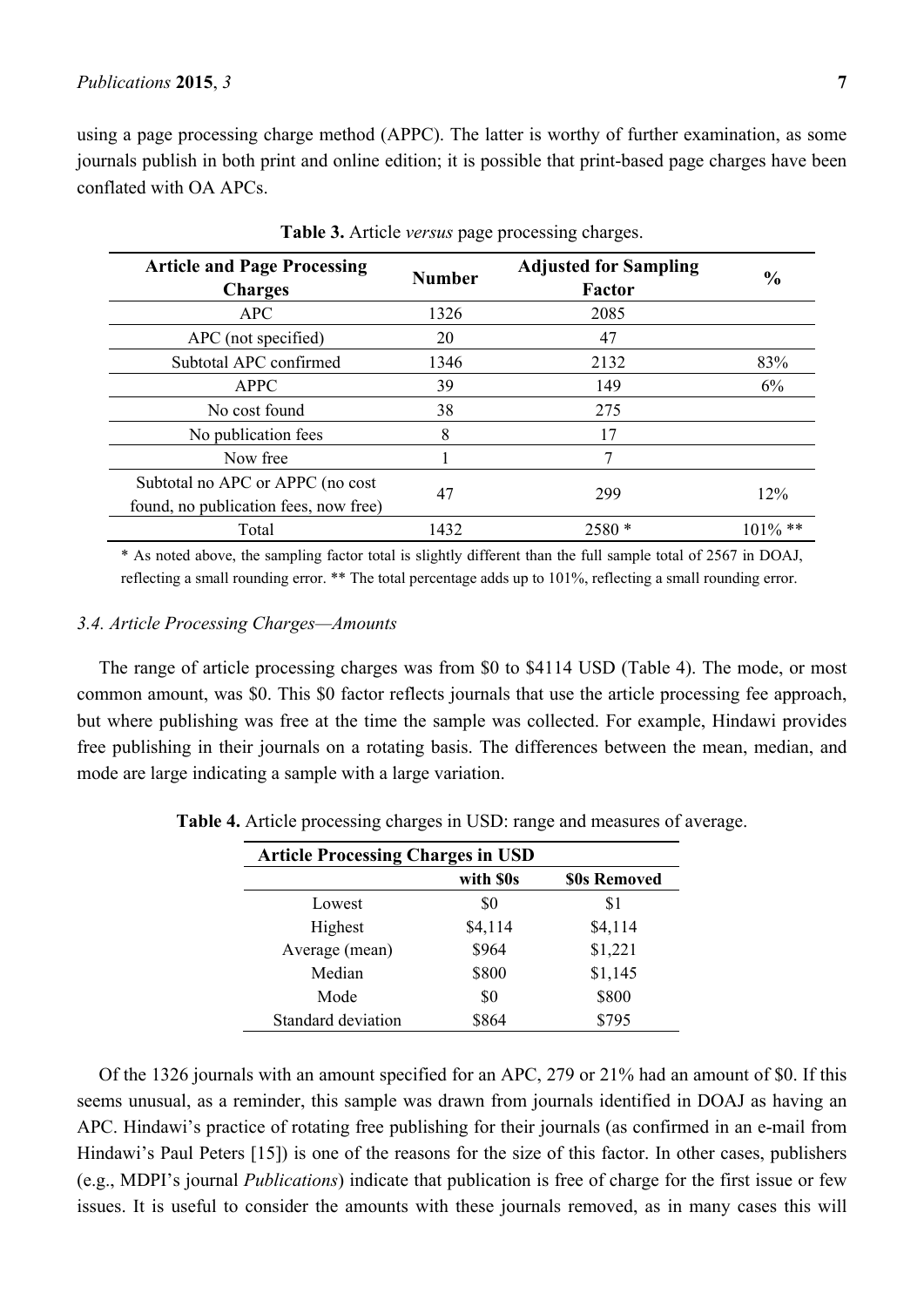using a page processing charge method (APPC). The latter is worthy of further examination, as some journals publish in both print and online edition; it is possible that print-based page charges have been conflated with OA APCs.

**Table 3.** Article *versus* page processing charges.

| Article and Page Processing Charges | Number | Adjusted for Sampling Factor | % |
|---|---|---|---|
| APC | 1326 | 2085 | |
| APC (not specified) | 20 | 47 | |
| Subtotal APC confirmed | 1346 | 2132 | 83% |
| APPC | 39 | 149 | 6% |
| No cost found | 38 | 275 | |
| No publication fees | 8 | 17 | |
| Now free | 1 | 7 | |
| Subtotal no APC or APPC (no cost found, no publication fees, now free) | 47 | 299 | 12% |
| Total | 1432 | 2580 * | 101% ** |

\* As noted above, the sampling factor total is slightly different than the full sample total of 2567 in DOAJ, reflecting a small rounding error. ** The total percentage adds up to 101%, reflecting a small rounding error.

### *3.4. Article Processing Charges—Amounts*

The range of article processing charges was from $0 to $4114 USD (Table 4). The mode, or most common amount, was $0. This $0 factor reflects journals that use the article processing fee approach, but where publishing was free at the time the sample was collected. For example, Hindawi provides free publishing in their journals on a rotating basis. The differences between the mean, median, and mode are large indicating a sample with a large variation.

**Table 4.** Article processing charges in USD: range and measures of average.

| Article Processing Charges in USD | | |
|---|---|---|
| | **with $0s** | **$0s Removed** |
| Lowest | $0 | $1 |
| Highest | $4,114 | $4,114 |
| Average (mean) | $964 | $1,221 |
| Median | $800 | $1,145 |
| Mode | $0 | $800 |
| Standard deviation | $864 | $795 |

Of the 1326 journals with an amount specified for an APC, 279 or 21% had an amount of $0. If this seems unusual, as a reminder, this sample was drawn from journals identified in DOAJ as having an APC. Hindawi's practice of rotating free publishing for their journals (as confirmed in an e-mail from Hindawi's Paul Peters [15]) is one of the reasons for the size of this factor. In other cases, publishers (e.g., MDPI's journal *Publications*) indicate that publication is free of charge for the first issue or few issues. It is useful to consider the amounts with these journals removed, as in many cases this will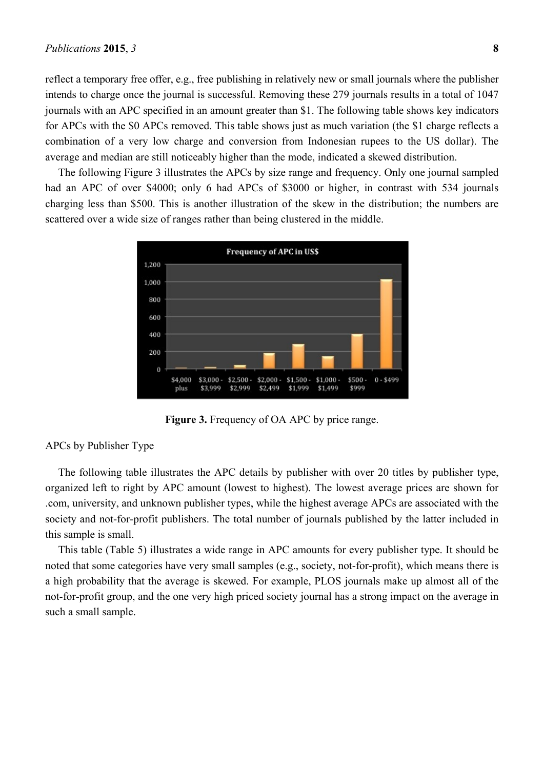reflect a temporary free offer, e.g., free publishing in relatively new or small journals where the publisher intends to charge once the journal is successful. Removing these 279 journals results in a total of 1047 journals with an APC specified in an amount greater than $1. The following table shows key indicators for APCs with the $0 APCs removed. This table shows just as much variation (the $1 charge reflects a combination of a very low charge and conversion from Indonesian rupees to the US dollar). The average and median are still noticeably higher than the mode, indicated a skewed distribution.

The following Figure 3 illustrates the APCs by size range and frequency. Only one journal sampled had an APC of over $4000; only 6 had APCs of $3000 or higher, in contrast with 534 journals charging less than $500. This is another illustration of the skew in the distribution; the numbers are scattered over a wide size of ranges rather than being clustered in the middle.

**Figure 3.** Frequency of OA APC by price range.

APCs by Publisher Type

The following table illustrates the APC details by publisher with over 20 titles by publisher type, organized left to right by APC amount (lowest to highest). The lowest average prices are shown for .com, university, and unknown publisher types, while the highest average APCs are associated with the society and not-for-profit publishers. The total number of journals published by the latter included in this sample is small.

This table (Table 5) illustrates a wide range in APC amounts for every publisher type. It should be noted that some categories have very small samples (e.g., society, not-for-profit), which means there is a high probability that the average is skewed. For example, PLOS journals make up almost all of the not-for-profit group, and the one very high priced society journal has a strong impact on the average in such a small sample.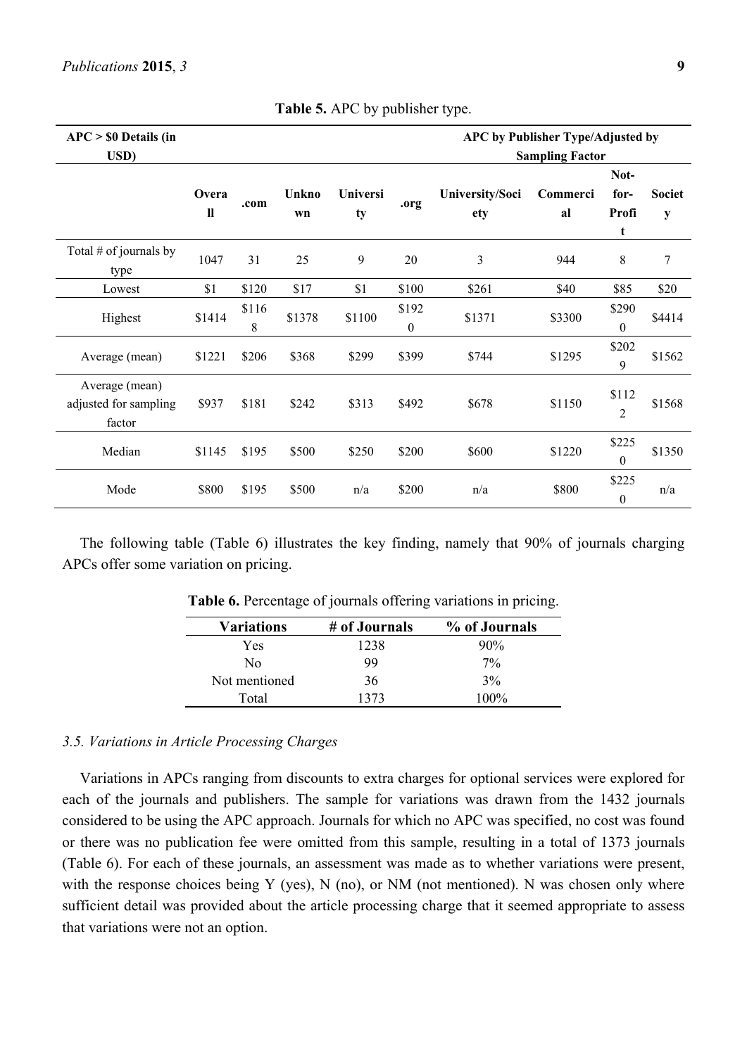**Table 5.** APC by publisher type.

| APC > $0 Details (in USD) | | | | | | APC by Publisher Type/Adjusted by Sampling Factor | | | |
|---|---|---|---|---|---|---|---|---|---|
| | Overall | .com | Unknown | University | .org | University/Society | Commercial | Not-for-Profit | Society |
| Total # of journals by type | 1047 | 31 | 25 | 9 | 20 | 3 | 944 | 8 | 7 |
| Lowest | $1 | $120 | $17 | $1 | $100 | $261 | $40 | $85 | $20 |
| Highest | $1414 | $1168 | $1378 | $1100 | $1920 | $1371 | $3300 | $2900 | $4414 |
| Average (mean) | $1221 | $206 | $368 | $299 | $399 | $744 | $1295 | $2029 | $1562 |
| Average (mean) adjusted for sampling factor | $937 | $181 | $242 | $313 | $492 | $678 | $1150 | $1122 | $1568 |
| Median | $1145 | $195 | $500 | $250 | $200 | $600 | $1220 | $2250 | $1350 |
| Mode | $800 | $195 | $500 | n/a | $200 | n/a | $800 | $2250 | n/a |

The following table (Table 6) illustrates the key finding, namely that 90% of journals charging APCs offer some variation on pricing.

**Table 6.** Percentage of journals offering variations in pricing.

| Variations | # of Journals | % of Journals |
|---|---|---|
| Yes | 1238 | 90% |
| No | 99 | 7% |
| Not mentioned | 36 | 3% |
| Total | 1373 | 100% |

### *3.5. Variations in Article Processing Charges*

Variations in APCs ranging from discounts to extra charges for optional services were explored for each of the journals and publishers. The sample for variations was drawn from the 1432 journals considered to be using the APC approach. Journals for which no APC was specified, no cost was found or there was no publication fee were omitted from this sample, resulting in a total of 1373 journals (Table 6). For each of these journals, an assessment was made as to whether variations were present, with the response choices being Y (yes), N (no), or NM (not mentioned). N was chosen only where sufficient detail was provided about the article processing charge that it seemed appropriate to assess that variations were not an option.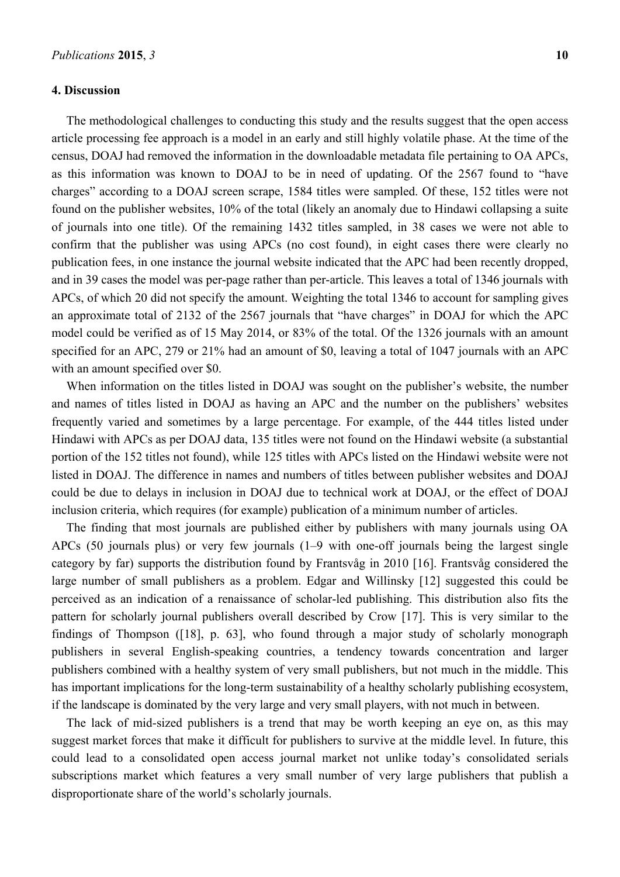## 4. Discussion

The methodological challenges to conducting this study and the results suggest that the open access article processing fee approach is a model in an early and still highly volatile phase. At the time of the census, DOAJ had removed the information in the downloadable metadata file pertaining to OA APCs, as this information was known to DOAJ to be in need of updating. Of the 2567 found to "have charges" according to a DOAJ screen scrape, 1584 titles were sampled. Of these, 152 titles were not found on the publisher websites, 10% of the total (likely an anomaly due to Hindawi collapsing a suite of journals into one title). Of the remaining 1432 titles sampled, in 38 cases we were not able to confirm that the publisher was using APCs (no cost found), in eight cases there were clearly no publication fees, in one instance the journal website indicated that the APC had been recently dropped, and in 39 cases the model was per-page rather than per-article. This leaves a total of 1346 journals with APCs, of which 20 did not specify the amount. Weighting the total 1346 to account for sampling gives an approximate total of 2132 of the 2567 journals that "have charges" in DOAJ for which the APC model could be verified as of 15 May 2014, or 83% of the total. Of the 1326 journals with an amount specified for an APC, 279 or 21% had an amount of $0, leaving a total of 1047 journals with an APC with an amount specified over $0.

When information on the titles listed in DOAJ was sought on the publisher's website, the number and names of titles listed in DOAJ as having an APC and the number on the publishers' websites frequently varied and sometimes by a large percentage. For example, of the 444 titles listed under Hindawi with APCs as per DOAJ data, 135 titles were not found on the Hindawi website (a substantial portion of the 152 titles not found), while 125 titles with APCs listed on the Hindawi website were not listed in DOAJ. The difference in names and numbers of titles between publisher websites and DOAJ could be due to delays in inclusion in DOAJ due to technical work at DOAJ, or the effect of DOAJ inclusion criteria, which requires (for example) publication of a minimum number of articles.

The finding that most journals are published either by publishers with many journals using OA APCs (50 journals plus) or very few journals (1–9 with one-off journals being the largest single category by far) supports the distribution found by Frantsvåg in 2010 [16]. Frantsvåg considered the large number of small publishers as a problem. Edgar and Willinsky [12] suggested this could be perceived as an indication of a renaissance of scholar-led publishing. This distribution also fits the pattern for scholarly journal publishers overall described by Crow [17]. This is very similar to the findings of Thompson ([18], p. 63], who found through a major study of scholarly monograph publishers in several English-speaking countries, a tendency towards concentration and larger publishers combined with a healthy system of very small publishers, but not much in the middle. This has important implications for the long-term sustainability of a healthy scholarly publishing ecosystem, if the landscape is dominated by the very large and very small players, with not much in between.

The lack of mid-sized publishers is a trend that may be worth keeping an eye on, as this may suggest market forces that make it difficult for publishers to survive at the middle level. In future, this could lead to a consolidated open access journal market not unlike today's consolidated serials subscriptions market which features a very small number of very large publishers that publish a disproportionate share of the world's scholarly journals.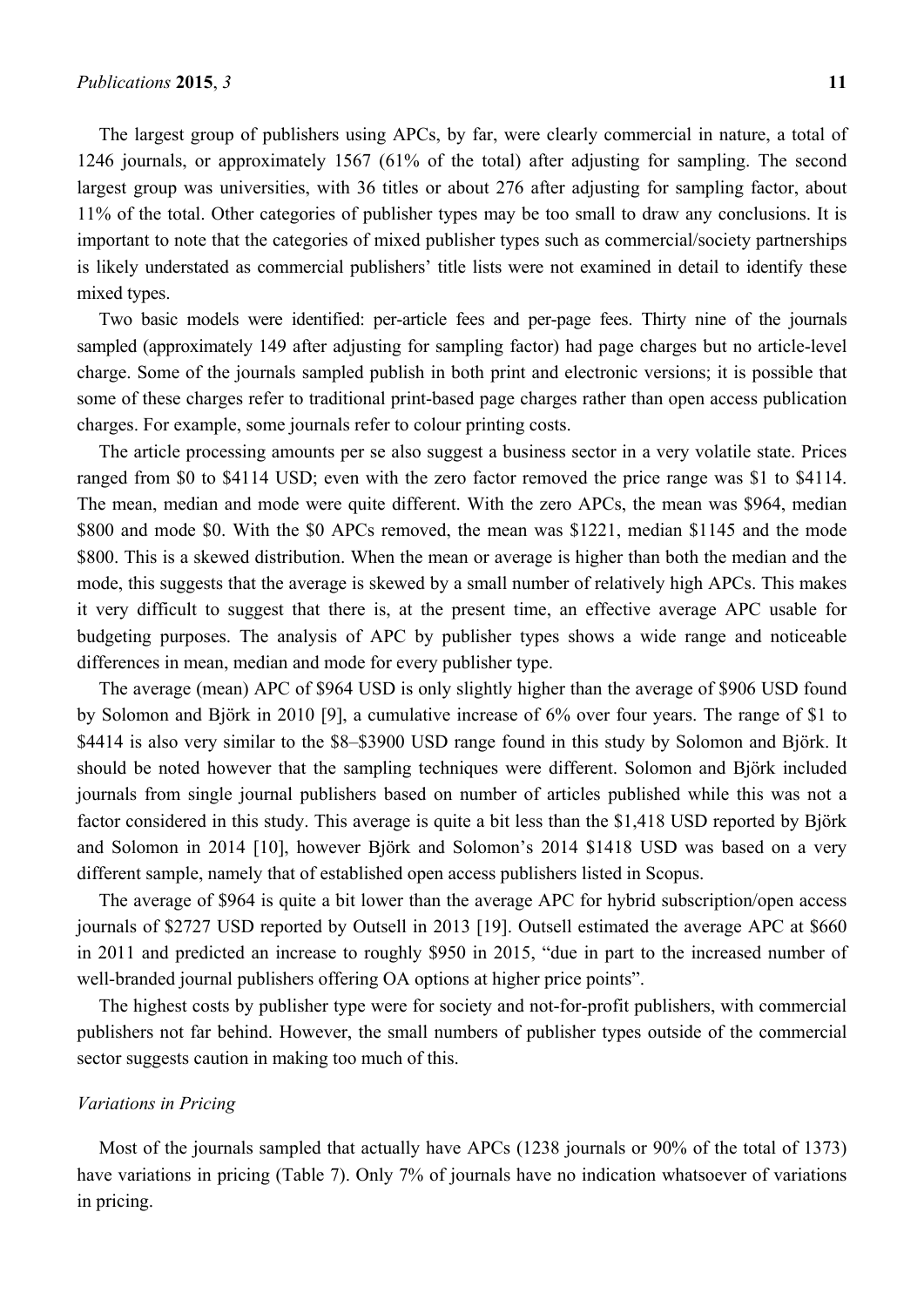The largest group of publishers using APCs, by far, were clearly commercial in nature, a total of 1246 journals, or approximately 1567 (61% of the total) after adjusting for sampling. The second largest group was universities, with 36 titles or about 276 after adjusting for sampling factor, about 11% of the total. Other categories of publisher types may be too small to draw any conclusions. It is important to note that the categories of mixed publisher types such as commercial/society partnerships is likely understated as commercial publishers' title lists were not examined in detail to identify these mixed types.

Two basic models were identified: per-article fees and per-page fees. Thirty nine of the journals sampled (approximately 149 after adjusting for sampling factor) had page charges but no article-level charge. Some of the journals sampled publish in both print and electronic versions; it is possible that some of these charges refer to traditional print-based page charges rather than open access publication charges. For example, some journals refer to colour printing costs.

The article processing amounts per se also suggest a business sector in a very volatile state. Prices ranged from $0 to $4114 USD; even with the zero factor removed the price range was $1 to $4114. The mean, median and mode were quite different. With the zero APCs, the mean was $964, median $800 and mode $0. With the $0 APCs removed, the mean was $1221, median $1145 and the mode $800. This is a skewed distribution. When the mean or average is higher than both the median and the mode, this suggests that the average is skewed by a small number of relatively high APCs. This makes it very difficult to suggest that there is, at the present time, an effective average APC usable for budgeting purposes. The analysis of APC by publisher types shows a wide range and noticeable differences in mean, median and mode for every publisher type.

The average (mean) APC of $964 USD is only slightly higher than the average of $906 USD found by Solomon and Björk in 2010 [9], a cumulative increase of 6% over four years. The range of $1 to $4414 is also very similar to the $8–$3900 USD range found in this study by Solomon and Björk. It should be noted however that the sampling techniques were different. Solomon and Björk included journals from single journal publishers based on number of articles published while this was not a factor considered in this study. This average is quite a bit less than the $1,418 USD reported by Björk and Solomon in 2014 [10], however Björk and Solomon's 2014 $1418 USD was based on a very different sample, namely that of established open access publishers listed in Scopus.

The average of $964 is quite a bit lower than the average APC for hybrid subscription/open access journals of $2727 USD reported by Outsell in 2013 [19]. Outsell estimated the average APC at $660 in 2011 and predicted an increase to roughly $950 in 2015, "due in part to the increased number of well-branded journal publishers offering OA options at higher price points".

The highest costs by publisher type were for society and not-for-profit publishers, with commercial publishers not far behind. However, the small numbers of publisher types outside of the commercial sector suggests caution in making too much of this.

*Variations in Pricing*

Most of the journals sampled that actually have APCs (1238 journals or 90% of the total of 1373) have variations in pricing (Table 7). Only 7% of journals have no indication whatsoever of variations in pricing.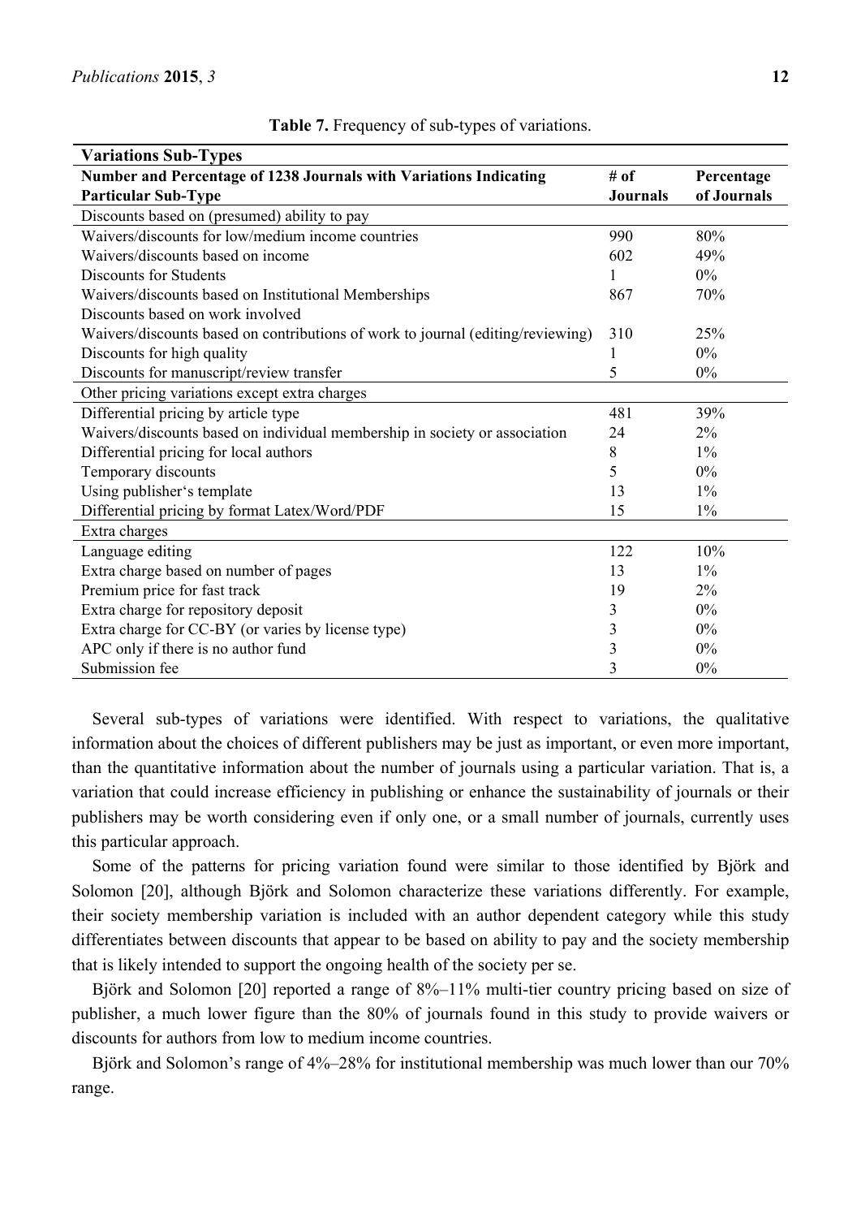**Table 7.** Frequency of sub-types of variations.

| Variations Sub-Types | | |
|---|---|---|
| **Number and Percentage of 1238 Journals with Variations Indicating Particular Sub-Type** | **# of Journals** | **Percentage of Journals** |
| Discounts based on (presumed) ability to pay | | |
| Waivers/discounts for low/medium income countries | 990 | 80% |
| Waivers/discounts based on income | 602 | 49% |
| Discounts for Students | 1 | 0% |
| Waivers/discounts based on Institutional Memberships | 867 | 70% |
| Discounts based on work involved | | |
| Waivers/discounts based on contributions of work to journal (editing/reviewing) | 310 | 25% |
| Discounts for high quality | 1 | 0% |
| Discounts for manuscript/review transfer | 5 | 0% |
| Other pricing variations except extra charges | | |
| Differential pricing by article type | 481 | 39% |
| Waivers/discounts based on individual membership in society or association | 24 | 2% |
| Differential pricing for local authors | 8 | 1% |
| Temporary discounts | 5 | 0% |
| Using publisher's template | 13 | 1% |
| Differential pricing by format Latex/Word/PDF | 15 | 1% |
| Extra charges | | |
| Language editing | 122 | 10% |
| Extra charge based on number of pages | 13 | 1% |
| Premium price for fast track | 19 | 2% |
| Extra charge for repository deposit | 3 | 0% |
| Extra charge for CC-BY (or varies by license type) | 3 | 0% |
| APC only if there is no author fund | 3 | 0% |
| Submission fee | 3 | 0% |

Several sub-types of variations were identified. With respect to variations, the qualitative information about the choices of different publishers may be just as important, or even more important, than the quantitative information about the number of journals using a particular variation. That is, a variation that could increase efficiency in publishing or enhance the sustainability of journals or their publishers may be worth considering even if only one, or a small number of journals, currently uses this particular approach.

Some of the patterns for pricing variation found were similar to those identified by Björk and Solomon [20], although Björk and Solomon characterize these variations differently. For example, their society membership variation is included with an author dependent category while this study differentiates between discounts that appear to be based on ability to pay and the society membership that is likely intended to support the ongoing health of the society per se.

Björk and Solomon [20] reported a range of 8%–11% multi-tier country pricing based on size of publisher, a much lower figure than the 80% of journals found in this study to provide waivers or discounts for authors from low to medium income countries.

Björk and Solomon's range of 4%–28% for institutional membership was much lower than our 70% range.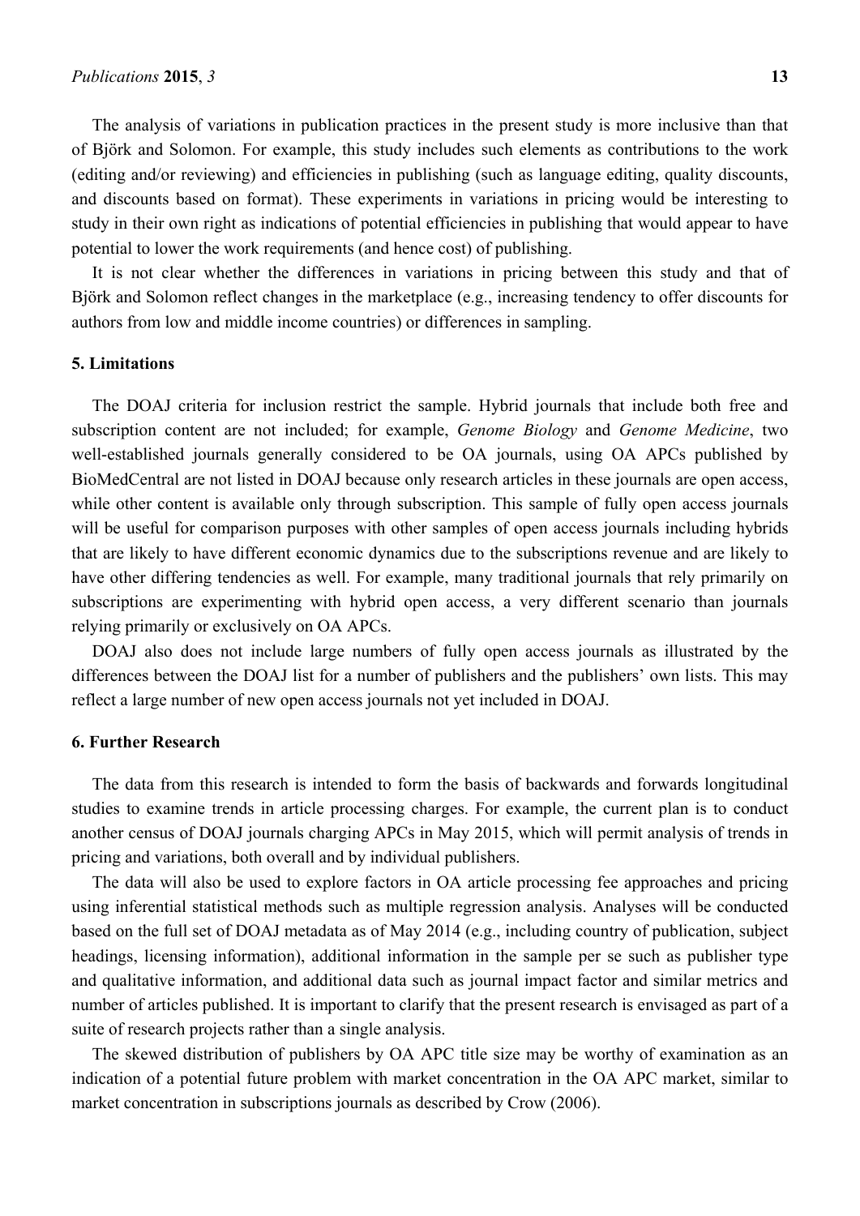The analysis of variations in publication practices in the present study is more inclusive than that of Björk and Solomon. For example, this study includes such elements as contributions to the work (editing and/or reviewing) and efficiencies in publishing (such as language editing, quality discounts, and discounts based on format). These experiments in variations in pricing would be interesting to study in their own right as indications of potential efficiencies in publishing that would appear to have potential to lower the work requirements (and hence cost) of publishing.

It is not clear whether the differences in variations in pricing between this study and that of Björk and Solomon reflect changes in the marketplace (e.g., increasing tendency to offer discounts for authors from low and middle income countries) or differences in sampling.

## 5. Limitations

The DOAJ criteria for inclusion restrict the sample. Hybrid journals that include both free and subscription content are not included; for example, *Genome Biology* and *Genome Medicine*, two well-established journals generally considered to be OA journals, using OA APCs published by BioMedCentral are not listed in DOAJ because only research articles in these journals are open access, while other content is available only through subscription. This sample of fully open access journals will be useful for comparison purposes with other samples of open access journals including hybrids that are likely to have different economic dynamics due to the subscriptions revenue and are likely to have other differing tendencies as well. For example, many traditional journals that rely primarily on subscriptions are experimenting with hybrid open access, a very different scenario than journals relying primarily or exclusively on OA APCs.

DOAJ also does not include large numbers of fully open access journals as illustrated by the differences between the DOAJ list for a number of publishers and the publishers' own lists. This may reflect a large number of new open access journals not yet included in DOAJ.

## 6. Further Research

The data from this research is intended to form the basis of backwards and forwards longitudinal studies to examine trends in article processing charges. For example, the current plan is to conduct another census of DOAJ journals charging APCs in May 2015, which will permit analysis of trends in pricing and variations, both overall and by individual publishers.

The data will also be used to explore factors in OA article processing fee approaches and pricing using inferential statistical methods such as multiple regression analysis. Analyses will be conducted based on the full set of DOAJ metadata as of May 2014 (e.g., including country of publication, subject headings, licensing information), additional information in the sample per se such as publisher type and qualitative information, and additional data such as journal impact factor and similar metrics and number of articles published. It is important to clarify that the present research is envisaged as part of a suite of research projects rather than a single analysis.

The skewed distribution of publishers by OA APC title size may be worthy of examination as an indication of a potential future problem with market concentration in the OA APC market, similar to market concentration in subscriptions journals as described by Crow (2006).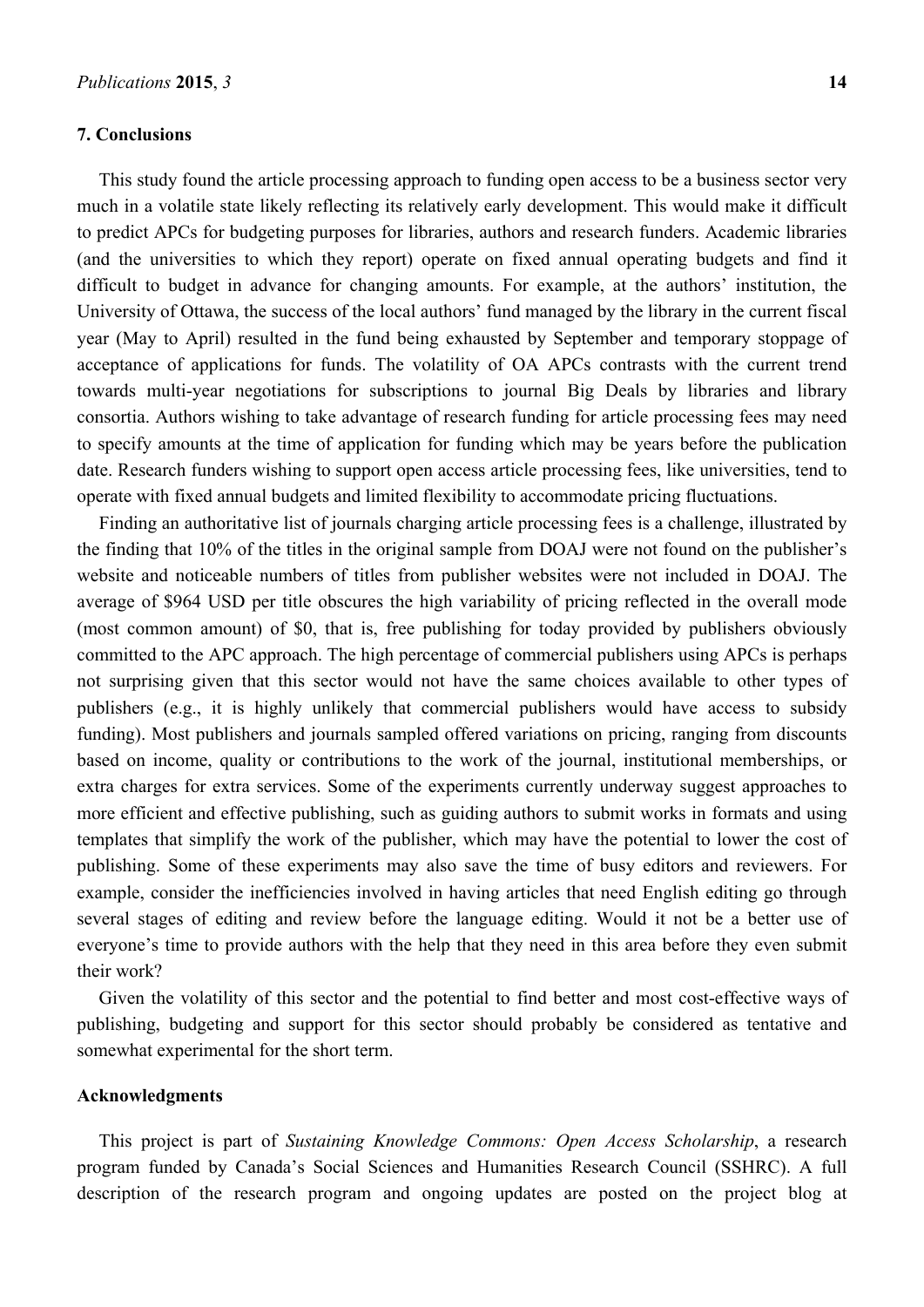## 7. Conclusions

This study found the article processing approach to funding open access to be a business sector very much in a volatile state likely reflecting its relatively early development. This would make it difficult to predict APCs for budgeting purposes for libraries, authors and research funders. Academic libraries (and the universities to which they report) operate on fixed annual operating budgets and find it difficult to budget in advance for changing amounts. For example, at the authors' institution, the University of Ottawa, the success of the local authors' fund managed by the library in the current fiscal year (May to April) resulted in the fund being exhausted by September and temporary stoppage of acceptance of applications for funds. The volatility of OA APCs contrasts with the current trend towards multi-year negotiations for subscriptions to journal Big Deals by libraries and library consortia. Authors wishing to take advantage of research funding for article processing fees may need to specify amounts at the time of application for funding which may be years before the publication date. Research funders wishing to support open access article processing fees, like universities, tend to operate with fixed annual budgets and limited flexibility to accommodate pricing fluctuations.

Finding an authoritative list of journals charging article processing fees is a challenge, illustrated by the finding that 10% of the titles in the original sample from DOAJ were not found on the publisher's website and noticeable numbers of titles from publisher websites were not included in DOAJ. The average of $964 USD per title obscures the high variability of pricing reflected in the overall mode (most common amount) of $0, that is, free publishing for today provided by publishers obviously committed to the APC approach. The high percentage of commercial publishers using APCs is perhaps not surprising given that this sector would not have the same choices available to other types of publishers (e.g., it is highly unlikely that commercial publishers would have access to subsidy funding). Most publishers and journals sampled offered variations on pricing, ranging from discounts based on income, quality or contributions to the work of the journal, institutional memberships, or extra charges for extra services. Some of the experiments currently underway suggest approaches to more efficient and effective publishing, such as guiding authors to submit works in formats and using templates that simplify the work of the publisher, which may have the potential to lower the cost of publishing. Some of these experiments may also save the time of busy editors and reviewers. For example, consider the inefficiencies involved in having articles that need English editing go through several stages of editing and review before the language editing. Would it not be a better use of everyone's time to provide authors with the help that they need in this area before they even submit their work?

Given the volatility of this sector and the potential to find better and most cost-effective ways of publishing, budgeting and support for this sector should probably be considered as tentative and somewhat experimental for the short term.

## Acknowledgments

This project is part of *Sustaining Knowledge Commons: Open Access Scholarship*, a research program funded by Canada's Social Sciences and Humanities Research Council (SSHRC). A full description of the research program and ongoing updates are posted on the project blog at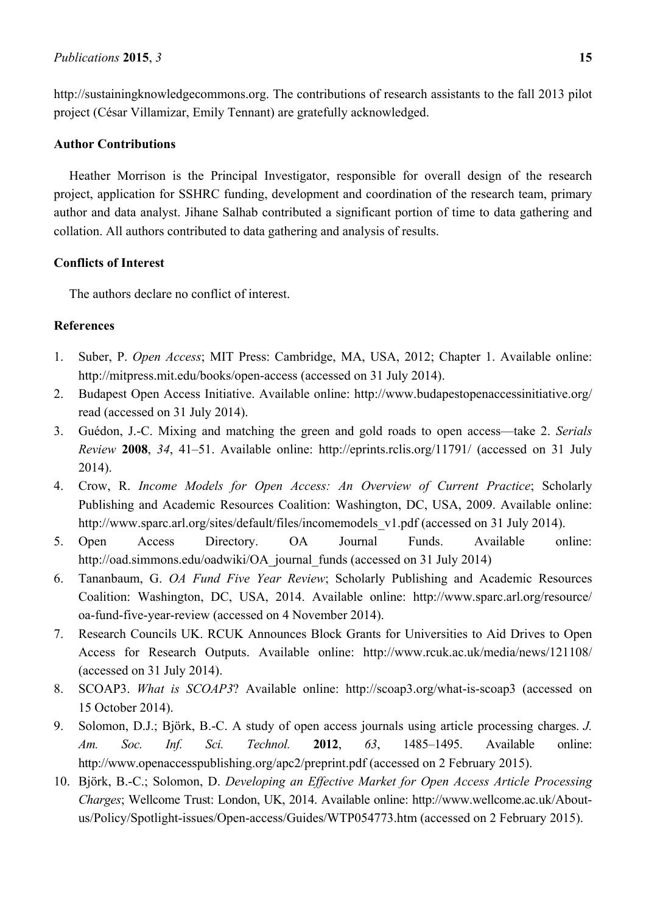http://sustainingknowledgecommons.org. The contributions of research assistants to the fall 2013 pilot project (César Villamizar, Emily Tennant) are gratefully acknowledged.

## Author Contributions

Heather Morrison is the Principal Investigator, responsible for overall design of the research project, application for SSHRC funding, development and coordination of the research team, primary author and data analyst. Jihane Salhab contributed a significant portion of time to data gathering and collation. All authors contributed to data gathering and analysis of results.

## Conflicts of Interest

The authors declare no conflict of interest.

## References

1. Suber, P. *Open Access*; MIT Press: Cambridge, MA, USA, 2012; Chapter 1. Available online: http://mitpress.mit.edu/books/open-access (accessed on 31 July 2014).
2. Budapest Open Access Initiative. Available online: http://www.budapestopenaccessinitiative.org/read (accessed on 31 July 2014).
3. Guédon, J.-C. Mixing and matching the green and gold roads to open access—take 2. *Serials Review* **2008**, *34*, 41–51. Available online: http://eprints.rclis.org/11791/ (accessed on 31 July 2014).
4. Crow, R. *Income Models for Open Access: An Overview of Current Practice*; Scholarly Publishing and Academic Resources Coalition: Washington, DC, USA, 2009. Available online: http://www.sparc.arl.org/sites/default/files/incomemodels_v1.pdf (accessed on 31 July 2014).
5. Open Access Directory. OA Journal Funds. Available online: http://oad.simmons.edu/oadwiki/OA_journal_funds (accessed on 31 July 2014)
6. Tananbaum, G. *OA Fund Five Year Review*; Scholarly Publishing and Academic Resources Coalition: Washington, DC, USA, 2014. Available online: http://www.sparc.arl.org/resource/oa-fund-five-year-review (accessed on 4 November 2014).
7. Research Councils UK. RCUK Announces Block Grants for Universities to Aid Drives to Open Access for Research Outputs. Available online: http://www.rcuk.ac.uk/media/news/121108/ (accessed on 31 July 2014).
8. SCOAP3. *What is SCOAP3*? Available online: http://scoap3.org/what-is-scoap3 (accessed on 15 October 2014).
9. Solomon, D.J.; Björk, B.-C. A study of open access journals using article processing charges. *J. Am. Soc. Inf. Sci. Technol.* **2012**, *63*, 1485–1495. Available online: http://www.openaccesspublishing.org/apc2/preprint.pdf (accessed on 2 February 2015).
10. Björk, B.-C.; Solomon, D. *Developing an Effective Market for Open Access Article Processing Charges*; Wellcome Trust: London, UK, 2014. Available online: http://www.wellcome.ac.uk/About-us/Policy/Spotlight-issues/Open-access/Guides/WTP054773.htm (accessed on 2 February 2015).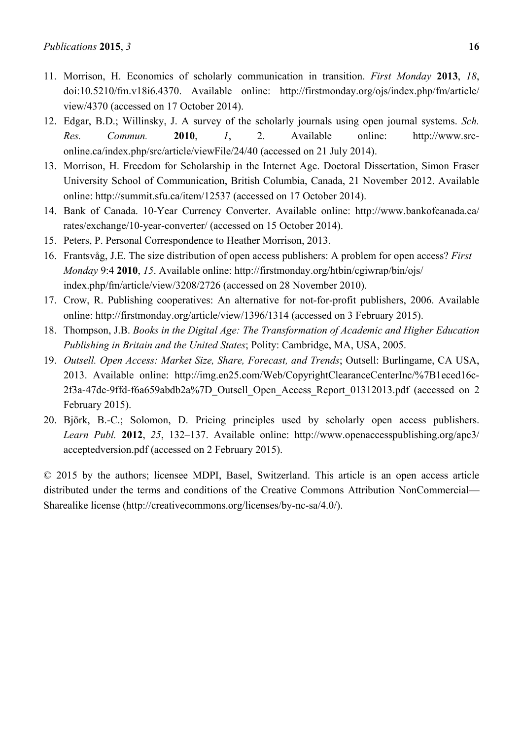11. Morrison, H. Economics of scholarly communication in transition. *First Monday* **2013**, *18*, doi:10.5210/fm.v18i6.4370. Available online: http://firstmonday.org/ojs/index.php/fm/article/view/4370 (accessed on 17 October 2014).
12. Edgar, B.D.; Willinsky, J. A survey of the scholarly journals using open journal systems. *Sch. Res. Commun.* **2010**, *1*, 2. Available online: http://www.src-online.ca/index.php/src/article/viewFile/24/40 (accessed on 21 July 2014).
13. Morrison, H. Freedom for Scholarship in the Internet Age. Doctoral Dissertation, Simon Fraser University School of Communication, British Columbia, Canada, 21 November 2012. Available online: http://summit.sfu.ca/item/12537 (accessed on 17 October 2014).
14. Bank of Canada. 10-Year Currency Converter. Available online: http://www.bankofcanada.ca/rates/exchange/10-year-converter/ (accessed on 15 October 2014).
15. Peters, P. Personal Correspondence to Heather Morrison, 2013.
16. Frantsvåg, J.E. The size distribution of open access publishers: A problem for open access? *First Monday* 9:4 **2010**, *15*. Available online: http://firstmonday.org/htbin/cgiwrap/bin/ojs/index.php/fm/article/view/3208/2726 (accessed on 28 November 2010).
17. Crow, R. Publishing cooperatives: An alternative for not-for-profit publishers, 2006. Available online: http://firstmonday.org/article/view/1396/1314 (accessed on 3 February 2015).
18. Thompson, J.B. *Books in the Digital Age: The Transformation of Academic and Higher Education Publishing in Britain and the United States*; Polity: Cambridge, MA, USA, 2005.
19. *Outsell. Open Access: Market Size, Share, Forecast, and Trends*; Outsell: Burlingame, CA USA, 2013. Available online: http://img.en25.com/Web/CopyrightClearanceCenterInc/%7B1eced16c-2f3a-47de-9ffd-f6a659abdb2a%7D_Outsell_Open_Access_Report_01312013.pdf (accessed on 2 February 2015).
20. Björk, B.-C.; Solomon, D. Pricing principles used by scholarly open access publishers. *Learn Publ.* **2012**, *25*, 132–137. Available online: http://www.openaccesspublishing.org/apc3/acceptedversion.pdf (accessed on 2 February 2015).

© 2015 by the authors; licensee MDPI, Basel, Switzerland. This article is an open access article distributed under the terms and conditions of the Creative Commons Attribution NonCommercial—Sharealike license (http://creativecommons.org/licenses/by-nc-sa/4.0/).